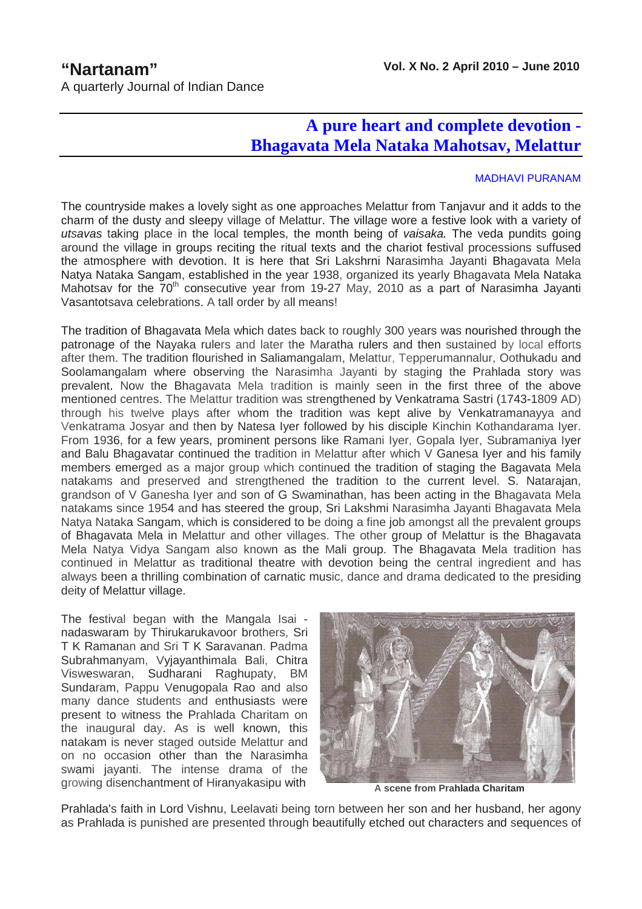# "Nartanam"

A quarterly Journal of Indian Dance

Vol. X No. 2 April 2010 – June 2010

## A pure heart and complete devotion - Bhagavata Mela Nataka Mahotsav, Melattur

MADHAVI PURANAM

The countryside makes a lovely sight as one approaches Melattur from Tanjavur and it adds to the charm of the dusty and sleepy village of Melattur. The village wore a festive look with a variety of *utsavas* taking place in the local temples, the month being of *vaisaka.* The veda pundits going around the village in groups reciting the ritual texts and the chariot festival processions suffused the atmosphere with devotion. It is here that Sri Lakshrni Narasimha Jayanti Bhagavata Mela Natya Nataka Sangam, established in the year 1938, organized its yearly Bhagavata Mela Nataka Mahotsav for the 70th consecutive year from 19-27 May, 2010 as a part of Narasimha Jayanti Vasantotsava celebrations. A tall order by all means!

The tradition of Bhagavata Mela which dates back to roughly 300 years was nourished through the patronage of the Nayaka rulers and later the Maratha rulers and then sustained by local efforts after them. The tradition flourished in Saliamangalam, Melattur, Tepperumannalur, Oothukadu and Soolamangalam where observing the Narasimha Jayanti by staging the Prahlada story was prevalent. Now the Bhagavata Mela tradition is mainly seen in the first three of the above mentioned centres. The Melattur tradition was strengthened by Venkatrama Sastri (1743-1809 AD) through his twelve plays after whom the tradition was kept alive by Venkatramanayya and Venkatrama Josyar and then by Natesa Iyer followed by his disciple Kinchin Kothandarama Iyer. From 1936, for a few years, prominent persons like Ramani Iyer, Gopala Iyer, Subramaniya Iyer and Balu Bhagavatar continued the tradition in Melattur after which V Ganesa Iyer and his family members emerged as a major group which continued the tradition of staging the Bagavata Mela natakams and preserved and strengthened the tradition to the current level. S. Natarajan, grandson of V Ganesha Iyer and son of G Swaminathan, has been acting in the Bhagavata Mela natakams since 1954 and has steered the group, Sri Lakshmi Narasimha Jayanti Bhagavata Mela Natya Nataka Sangam, which is considered to be doing a fine job amongst all the prevalent groups of Bhagavata Mela in Melattur and other villages. The other group of Melattur is the Bhagavata Mela Natya Vidya Sangam also known as the Mali group. The Bhagavata Mela tradition has continued in Melattur as traditional theatre with devotion being the central ingredient and has always been a thrilling combination of carnatic music, dance and drama dedicated to the presiding deity of Melattur village.

The festival began with the Mangala Isai - nadaswaram by Thirukarukavoor brothers, Sri T K Ramanan and Sri T K Saravanan. Padma Subrahmanyam, Vyjayanthimala Bali, Chitra Visweswaran, Sudharani Raghupaty, BM Sundaram, Pappu Venugopala Rao and also many dance students and enthusiasts were present to witness the Prahlada Charitam on the inaugural day. As is well known, this natakam is never staged outside Melattur and on no occasion other than the Narasimha swami jayanti. The intense drama of the growing disenchantment of Hiranyakasipu with

A scene from Prahlada Charitam

Prahlada's faith in Lord Vishnu, Leelavati being torn between her son and her husband, her agony as Prahlada is punished are presented through beautifully etched out characters and sequences of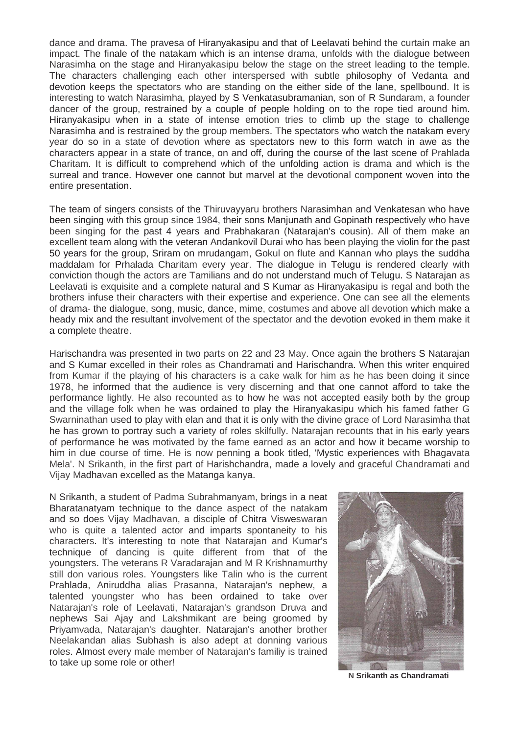dance and drama. The pravesa of Hiranyakasipu and that of Leelavati behind the curtain make an impact. The finale of the natakam which is an intense drama, unfolds with the dialogue between Narasimha on the stage and Hiranyakasipu below the stage on the street leading to the temple. The characters challenging each other interspersed with subtle philosophy of Vedanta and devotion keeps the spectators who are standing on the either side of the lane, spellbound. It is interesting to watch Narasimha, played by S Venkatasubramanian, son of R Sundaram, a founder dancer of the group, restrained by a couple of people holding on to the rope tied around him. Hiranyakasipu when in a state of intense emotion tries to climb up the stage to challenge Narasimha and is restrained by the group members. The spectators who watch the natakam every year do so in a state of devotion where as spectators new to this form watch in awe as the characters appear in a state of trance, on and off, during the course of the last scene of Prahlada Charitam. It is difficult to comprehend which of the unfolding action is drama and which is the surreal and trance. However one cannot but marvel at the devotional component woven into the entire presentation.

The team of singers consists of the Thiruvayyaru brothers Narasimhan and Venkatesan who have been singing with this group since 1984, their sons Manjunath and Gopinath respectively who have been singing for the past 4 years and Prabhakaran (Natarajan's cousin). All of them make an excellent team along with the veteran Andankovil Durai who has been playing the violin for the past 50 years for the group, Sriram on mrudangam, Gokul on flute and Kannan who plays the suddha maddalam for Prhalada Charitam every year. The dialogue in Telugu is rendered clearly with conviction though the actors are Tamilians and do not understand much of Telugu. S Natarajan as Leelavati is exquisite and a complete natural and S Kumar as Hiranyakasipu is regal and both the brothers infuse their characters with their expertise and experience. One can see all the elements of drama- the dialogue, song, music, dance, mime, costumes and above all devotion which make a heady mix and the resultant involvement of the spectator and the devotion evoked in them make it a complete theatre.

Harischandra was presented in two parts on 22 and 23 May. Once again the brothers S Natarajan and S Kumar excelled in their roles as Chandramati and Harischandra. When this writer enquired from Kumar if the playing of his characters is a cake walk for him as he has been doing it since 1978, he informed that the audience is very discerning and that one cannot afford to take the performance lightly. He also recounted as to how he was not accepted easily both by the group and the village folk when he was ordained to play the Hiranyakasipu which his famed father G Swarninathan used to play with elan and that it is only with the divine grace of Lord Narasimha that he has grown to portray such a variety of roles skilfully. Natarajan recounts that in his early years of performance he was motivated by the fame earned as an actor and how it became worship to him in due course of time. He is now penning a book titled, 'Mystic experiences with Bhagavata Mela'. N Srikanth, in the first part of Harishchandra, made a lovely and graceful Chandramati and Vijay Madhavan excelled as the Matanga kanya.

N Srikanth, a student of Padma Subrahmanyam, brings in a neat Bharatanatyam technique to the dance aspect of the natakam and so does Vijay Madhavan, a disciple of Chitra Visweswaran who is quite a talented actor and imparts spontaneity to his characters. It's interesting to note that Natarajan and Kumar's technique of dancing is quite different from that of the youngsters. The veterans R Varadarajan and M R Krishnamurthy still don various roles. Youngsters like Talin who is the current Prahlada, Aniruddha alias Prasanna, Natarajan's nephew, a talented youngster who has been ordained to take over Natarajan's role of Leelavati, Natarajan's grandson Druva and nephews Sai Ajay and Lakshmikant are being groomed by Priyamvada, Natarajan's daughter. Natarajan's another brother Neelakandan alias Subhash is also adept at donning various roles. Almost every male member of Natarajan's familiy is trained to take up some role or other!

**N Srikanth as Chandramati**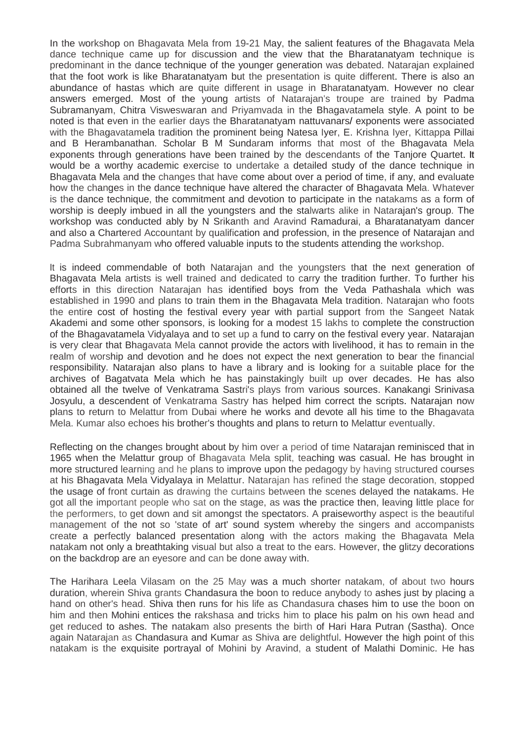In the workshop on Bhagavata Mela from 19-21 May, the salient features of the Bhagavata Mela dance technique came up for discussion and the view that the Bharatanatyam technique is predominant in the dance technique of the younger generation was debated. Natarajan explained that the foot work is like Bharatanatyam but the presentation is quite different. There is also an abundance of hastas which are quite different in usage in Bharatanatyam. However no clear answers emerged. Most of the young artists of Natarajan's troupe are trained by Padma Subramanyam, Chitra Visweswaran and Priyamvada in the Bhagavatamela style. A point to be noted is that even in the earlier days the Bharatanatyam nattuvanars/ exponents were associated with the Bhagavatamela tradition the prominent being Natesa Iyer, E. Krishna Iyer, Kittappa Pillai and B Herambanathan. Scholar B M Sundaram informs that most of the Bhagavata Mela exponents through generations have been trained by the descendants of the Tanjore Quartet. It would be a worthy academic exercise to undertake a detailed study of the dance technique in Bhagavata Mela and the changes that have come about over a period of time, if any, and evaluate how the changes in the dance technique have altered the character of Bhagavata Mela. Whatever is the dance technique, the commitment and devotion to participate in the natakams as a form of worship is deeply imbued in all the youngsters and the stalwarts alike in Natarajan's group. The workshop was conducted ably by N Srikanth and Aravind Ramadurai, a Bharatanatyam dancer and also a Chartered Accountant by qualification and profession, in the presence of Natarajan and Padma Subrahmanyam who offered valuable inputs to the students attending the workshop.

It is indeed commendable of both Natarajan and the youngsters that the next generation of Bhagavata Mela artists is well trained and dedicated to carry the tradition further. To further his efforts in this direction Natarajan has identified boys from the Veda Pathashala which was established in 1990 and plans to train them in the Bhagavata Mela tradition. Natarajan who foots the entire cost of hosting the festival every year with partial support from the Sangeet Natak Akademi and some other sponsors, is looking for a modest 15 lakhs to complete the construction of the Bhagavatamela Vidyalaya and to set up a fund to carry on the festival every year. Natarajan is very clear that Bhagavata Mela cannot provide the actors with livelihood, it has to remain in the realm of worship and devotion and he does not expect the next generation to bear the financial responsibility. Natarajan also plans to have a library and is looking for a suitable place for the archives of Bagatvata Mela which he has painstakingly built up over decades. He has also obtained all the twelve of Venkatrama Sastri's plays from various sources. Kanakangi Srinivasa Josyulu, a descendent of Venkatrama Sastry has helped him correct the scripts. Natarajan now plans to return to Melattur from Dubai where he works and devote all his time to the Bhagavata Mela. Kumar also echoes his brother's thoughts and plans to return to Melattur eventually.

Reflecting on the changes brought about by him over a period of time Natarajan reminisced that in 1965 when the Melattur group of Bhagavata Mela split, teaching was casual. He has brought in more structured learning and he plans to improve upon the pedagogy by having structured courses at his Bhagavata Mela Vidyalaya in Melattur. Natarajan has refined the stage decoration, stopped the usage of front curtain as drawing the curtains between the scenes delayed the natakams. He got all the important people who sat on the stage, as was the practice then, leaving little place for the performers, to get down and sit amongst the spectators. A praiseworthy aspect is the beautiful management of the not so 'state of art' sound system whereby the singers and accompanists create a perfectly balanced presentation along with the actors making the Bhagavata Mela natakam not only a breathtaking visual but also a treat to the ears. However, the glitzy decorations on the backdrop are an eyesore and can be done away with.

The Harihara Leela Vilasam on the 25 May was a much shorter natakam, of about two hours duration, wherein Shiva grants Chandasura the boon to reduce anybody to ashes just by placing a hand on other's head. Shiva then runs for his life as Chandasura chases him to use the boon on him and then Mohini entices the rakshasa and tricks him to place his palm on his own head and get reduced to ashes. The natakam also presents the birth of Hari Hara Putran (Sastha). Once again Natarajan as Chandasura and Kumar as Shiva are delightful. However the high point of this natakam is the exquisite portrayal of Mohini by Aravind, a student of Malathi Dominic. He has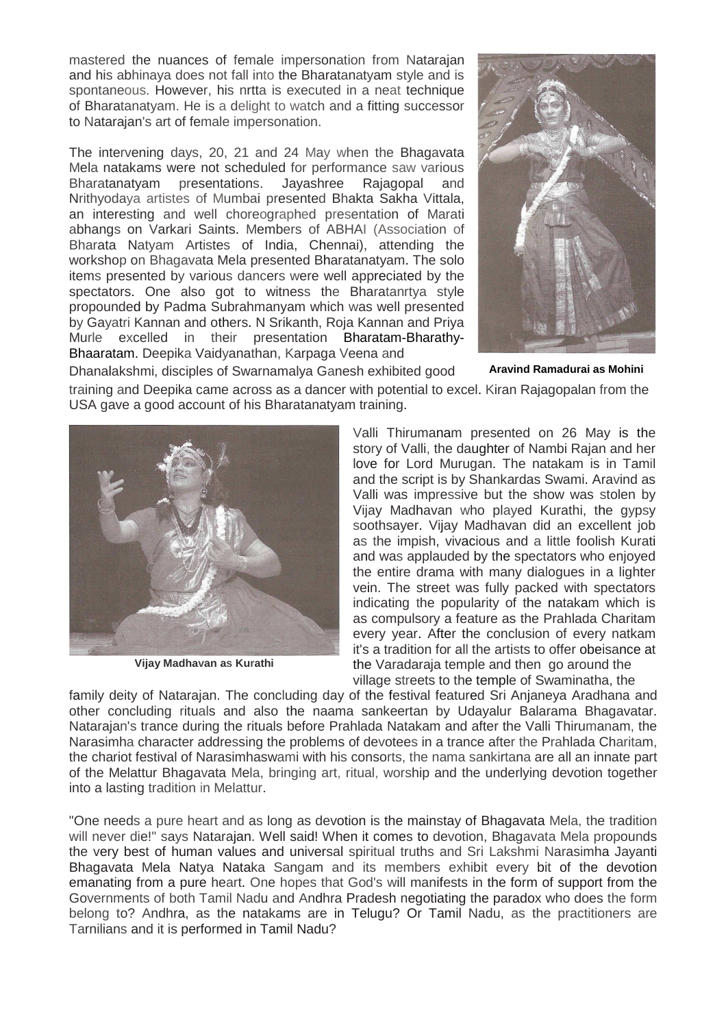mastered the nuances of female impersonation from Natarajan and his abhinaya does not fall into the Bharatanatyam style and is spontaneous. However, his nrtta is executed in a neat technique of Bharatanatyam. He is a delight to watch and a fitting successor to Natarajan's art of female impersonation.

The intervening days, 20, 21 and 24 May when the Bhagavata Mela natakams were not scheduled for performance saw various Bharatanatyam presentations. Jayashree Rajagopal and Nrithyodaya artistes of Mumbai presented Bhakta Sakha Vittala, an interesting and well choreographed presentation of Marati abhangs on Varkari Saints. Members of ABHAI (Association of Bharata Natyam Artistes of India, Chennai), attending the workshop on Bhagavata Mela presented Bharatanatyam. The solo items presented by various dancers were well appreciated by the spectators. One also got to witness the Bharatanrtya style propounded by Padma Subrahmanyam which was well presented by Gayatri Kannan and others. N Srikanth, Roja Kannan and Priya Murle excelled in their presentation Bharatam-Bharathy-Bhaaratam. Deepika Vaidyanathan, Karpaga Veena and Dhanalakshmi, disciples of Swarnamalya Ganesh exhibited good training and Deepika came across as a dancer with potential to excel. Kiran Rajagopalan from the USA gave a good account of his Bharatanatyam training.

Aravind Ramadurai as Mohini

Vijay Madhavan as Kurathi

Valli Thirumanam presented on 26 May is the story of Valli, the daughter of Nambi Rajan and her love for Lord Murugan. The natakam is in Tamil and the script is by Shankardas Swami. Aravind as Valli was impressive but the show was stolen by Vijay Madhavan who played Kurathi, the gypsy soothsayer. Vijay Madhavan did an excellent job as the impish, vivacious and a little foolish Kurati and was applauded by the spectators who enjoyed the entire drama with many dialogues in a lighter vein. The street was fully packed with spectators indicating the popularity of the natakam which is as compulsory a feature as the Prahlada Charitam every year. After the conclusion of every natkam it's a tradition for all the artists to offer obeisance at the Varadaraja temple and then go around the village streets to the temple of Swaminatha, the family deity of Natarajan. The concluding day of the festival featured Sri Anjaneya Aradhana and other concluding rituals and also the naama sankeertan by Udayalur Balarama Bhagavatar. Natarajan's trance during the rituals before Prahlada Natakam and after the Valli Thirumanam, the Narasimha character addressing the problems of devotees in a trance after the Prahlada Charitam, the chariot festival of Narasimhaswami with his consorts, the nama sankirtana are all an innate part of the Melattur Bhagavata Mela, bringing art, ritual, worship and the underlying devotion together into a lasting tradition in Melattur.

"One needs a pure heart and as long as devotion is the mainstay of Bhagavata Mela, the tradition will never die!" says Natarajan. Well said! When it comes to devotion, Bhagavata Mela propounds the very best of human values and universal spiritual truths and Sri Lakshmi Narasimha Jayanti Bhagavata Mela Natya Nataka Sangam and its members exhibit every bit of the devotion emanating from a pure heart. One hopes that God's will manifests in the form of support from the Governments of both Tamil Nadu and Andhra Pradesh negotiating the paradox who does the form belong to? Andhra, as the natakams are in Telugu? Or Tamil Nadu, as the practitioners are Tarnilians and it is performed in Tamil Nadu?